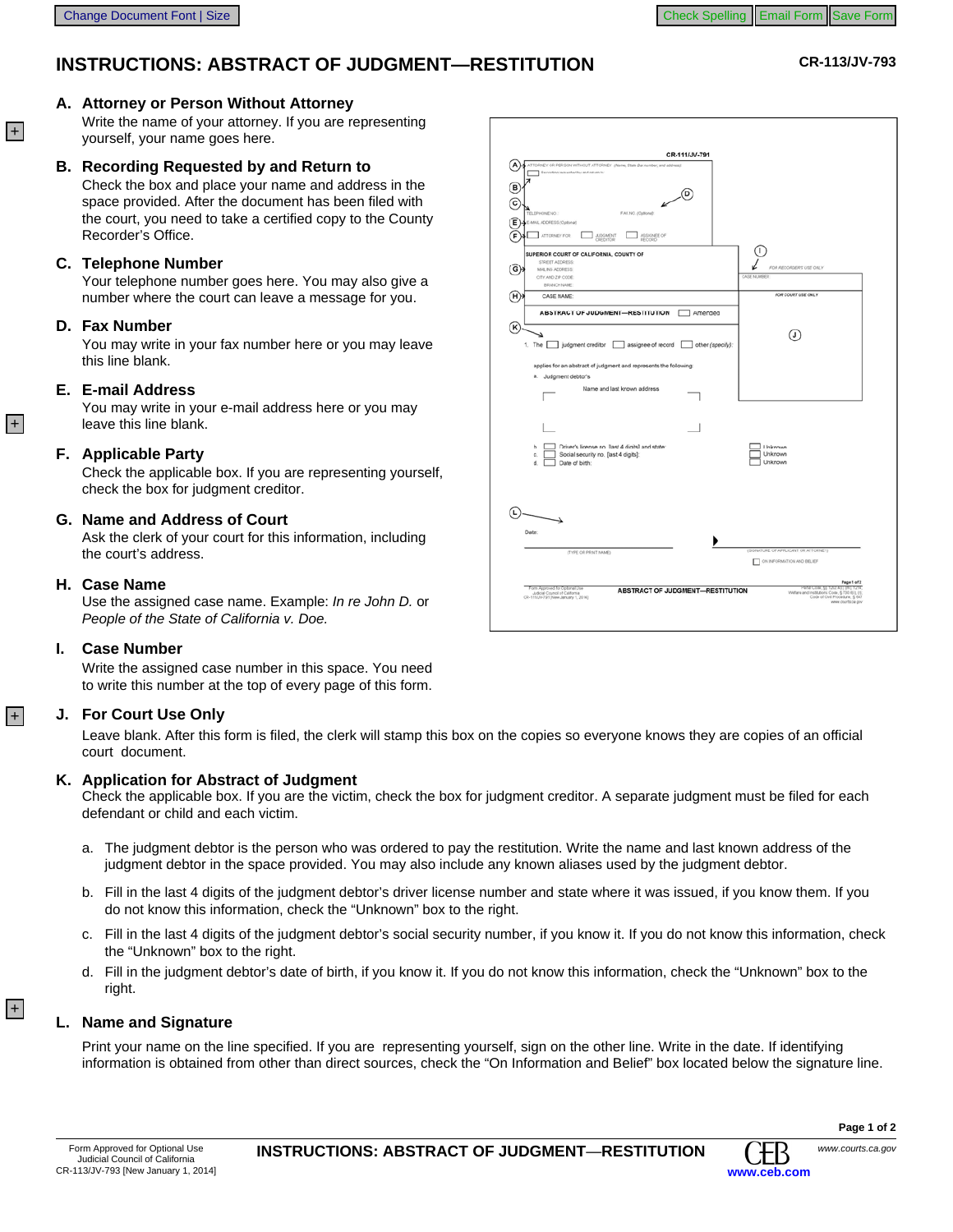# INSTRUCTIONS: ABSTRACT OF JUDGMENT—RESTITUTION

CR-113/JV-793

**A. Attorney or Person Without Attorney**

Write the name of your attorney. If you are representing yourself, your name goes here.

**B. Recording Requested by and Return to**

Check the box and place your name and address in the space provided. After the document has been filed with the court, you need to take a certified copy to the County Recorder's Office.

**C. Telephone Number**

Your telephone number goes here. You may also give a number where the court can leave a message for you.

**D. Fax Number**

You may write in your fax number here or you may leave this line blank.

**E. E-mail Address**

You may write in your e-mail address here or you may leave this line blank.

**F. Applicable Party**

Check the applicable box. If you are representing yourself, check the box for judgment creditor.

**G. Name and Address of Court**

Ask the clerk of your court for this information, including the court's address.

**H. Case Name**

Use the assigned case name. Example: *In re John D.* or *People of the State of California v. Doe.*

**I. Case Number**

Write the assigned case number in this space. You need to write this number at the top of every page of this form.

**J. For Court Use Only**

Leave blank. After this form is filed, the clerk will stamp this box on the copies so everyone knows they are copies of an official court document.

**K. Application for Abstract of Judgment**

Check the applicable box. If you are the victim, check the box for judgment creditor. A separate judgment must be filed for each defendant or child and each victim.

a. The judgment debtor is the person who was ordered to pay the restitution. Write the name and last known address of the judgment debtor in the space provided. You may also include any known aliases used by the judgment debtor.

b. Fill in the last 4 digits of the judgment debtor's driver license number and state where it was issued, if you know them. If you do not know this information, check the "Unknown" box to the right.

c. Fill in the last 4 digits of the judgment debtor's social security number, if you know it. If you do not know this information, check the "Unknown" box to the right.

d. Fill in the judgment debtor's date of birth, if you know it. If you do not know this information, check the "Unknown" box to the right.

**L. Name and Signature**

Print your name on the line specified. If you are representing yourself, sign on the other line. Write in the date. If identifying information is obtained from other than direct sources, check the "On Information and Belief" box located below the signature line.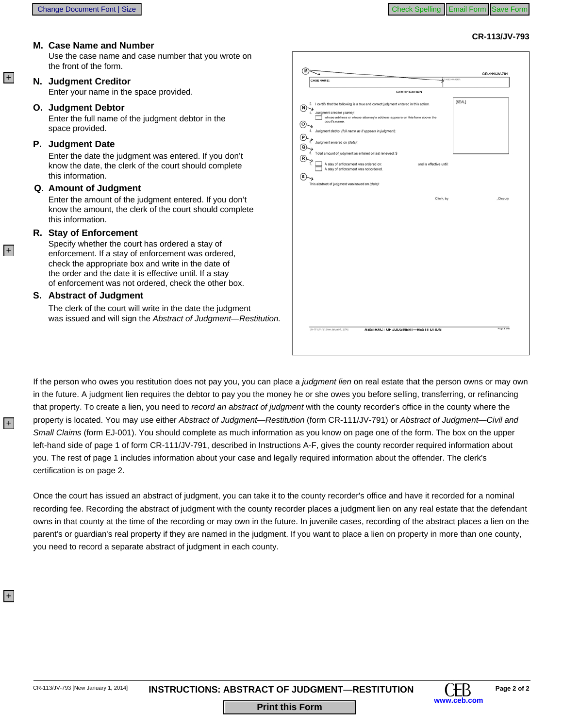CR-113/JV-793

**M. Case Name and Number**
Use the case name and case number that you wrote on the front of the form.

**N. Judgment Creditor**
Enter your name in the space provided.

**O. Judgment Debtor**
Enter the full name of the judgment debtor in the space provided.

**P. Judgment Date**
Enter the date the judgment was entered. If you don't know the date, the clerk of the court should complete this information.

**Q. Amount of Judgment**
Enter the amount of the judgment entered. If you don't know the amount, the clerk of the court should complete this information.

**R. Stay of Enforcement**
Specify whether the court has ordered a stay of enforcement. If a stay of enforcement was ordered, check the appropriate box and write in the date of the order and the date it is effective until. If a stay of enforcement was not ordered, check the other box.

**S. Abstract of Judgment**
The clerk of the court will write in the date the judgment was issued and will sign the *Abstract of Judgment—Restitution.*

If the person who owes you restitution does not pay you, you can place a *judgment lien* on real estate that the person owns or may own in the future. A judgment lien requires the debtor to pay you the money he or she owes you before selling, transferring, or refinancing that property. To create a lien, you need to *record an abstract of judgment* with the county recorder's office in the county where the property is located. You may use either *Abstract of Judgment—Restitution* (form CR-111/JV-791) or *Abstract of Judgment—Civil and Small Claims* (form EJ-001). You should complete as much information as you know on page one of the form. The box on the upper left-hand side of page 1 of form CR-111/JV-791, described in Instructions A-F, gives the county recorder required information about you. The rest of page 1 includes information about your case and legally required information about the offender. The clerk's certification is on page 2.

Once the court has issued an abstract of judgment, you can take it to the county recorder's office and have it recorded for a nominal recording fee. Recording the abstract of judgment with the county recorder places a judgment lien on any real estate that the defendant owns in that county at the time of the recording or may own in the future. In juvenile cases, recording of the abstract places a lien on the parent's or guardian's real property if they are named in the judgment. If you want to place a lien on property in more than one county, you need to record a separate abstract of judgment in each county.